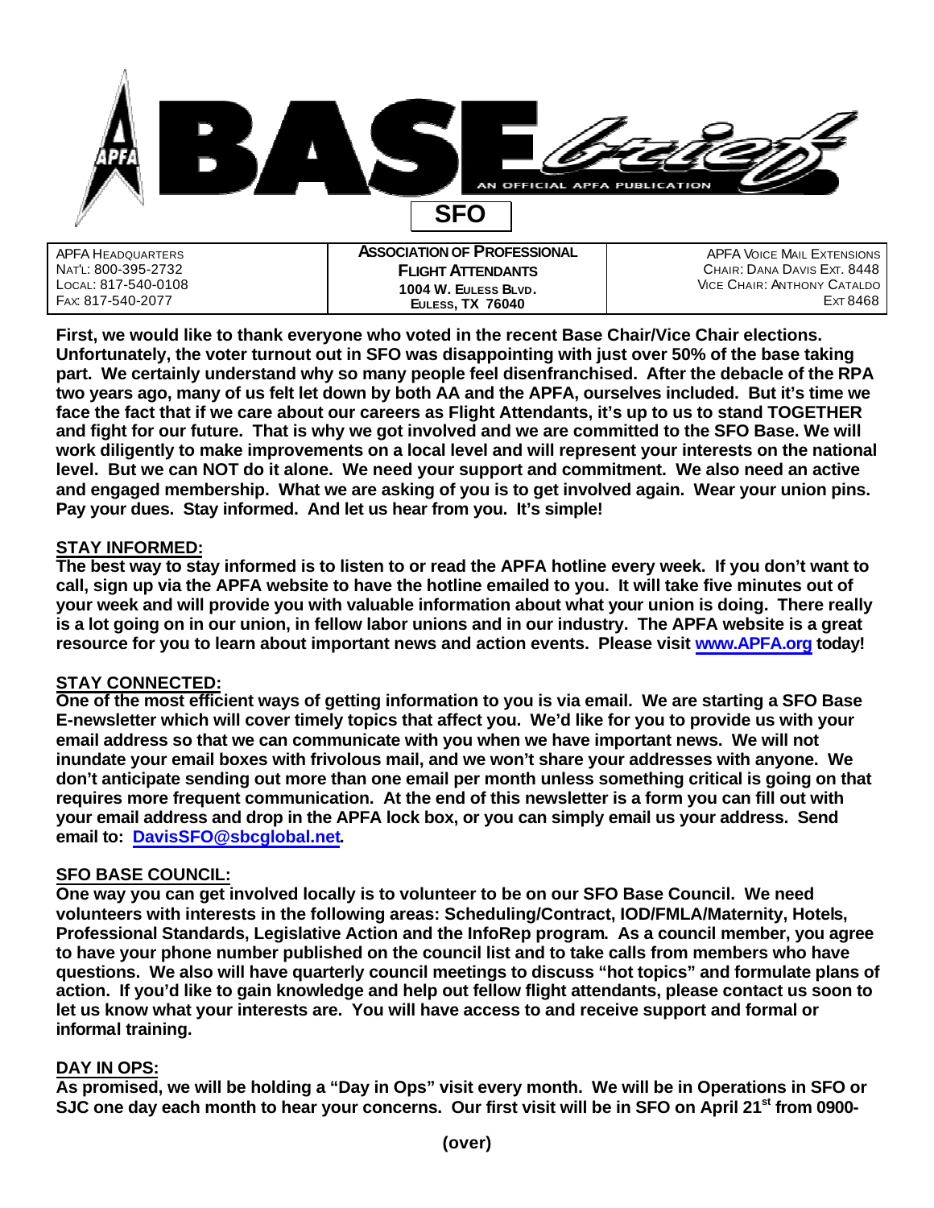# BASE *brief*

AN OFFICIAL APFA PUBLICATION

## SFO

| APFA HEADQUARTERS<br>NAT'L: 800-395-2732<br>LOCAL: 817-540-0108<br>FAX: 817-540-2077 | **ASSOCIATION OF PROFESSIONAL FLIGHT ATTENDANTS**<br>**1004 W. EULESS BLVD.**<br>**EULESS, TX 76040** | APFA VOICE MAIL EXTENSIONS<br>CHAIR: DANA DAVIS EXT. 8448<br>VICE CHAIR: ANTHONY CATALDO EXT 8468 |
|---|---|---|

**First, we would like to thank everyone who voted in the recent Base Chair/Vice Chair elections. Unfortunately, the voter turnout out in SFO was disappointing with just over 50% of the base taking part. We certainly understand why so many people feel disenfranchised. After the debacle of the RPA two years ago, many of us felt let down by both AA and the APFA, ourselves included. But it's time we face the fact that if we care about our careers as Flight Attendants, it's up to us to stand TOGETHER and fight for our future. That is why we got involved and we are committed to the SFO Base. We will work diligently to make improvements on a local level and will represent your interests on the national level. But we can NOT do it alone. We need your support and commitment. We also need an active and engaged membership. What we are asking of you is to get involved again. Wear your union pins. Pay your dues. Stay informed. And let us hear from you. It's simple!**

### STAY INFORMED:

**The best way to stay informed is to listen to or read the APFA hotline every week. If you don't want to call, sign up via the APFA website to have the hotline emailed to you. It will take five minutes out of your week and will provide you with valuable information about what your union is doing. There really is a lot going on in our union, in fellow labor unions and in our industry. The APFA website is a great resource for you to learn about important news and action events. Please visit www.APFA.org today!**

### STAY CONNECTED:

**One of the most efficient ways of getting information to you is via email. We are starting a SFO Base E-newsletter which will cover timely topics that affect you. We'd like for you to provide us with your email address so that we can communicate with you when we have important news. We will not inundate your email boxes with frivolous mail, and we won't share your addresses with anyone. We don't anticipate sending out more than one email per month unless something critical is going on that requires more frequent communication. At the end of this newsletter is a form you can fill out with your email address and drop in the APFA lock box, or you can simply email us your address. Send email to: DavisSFO@sbcglobal.net.**

### SFO BASE COUNCIL:

**One way you can get involved locally is to volunteer to be on our SFO Base Council. We need volunteers with interests in the following areas: Scheduling/Contract, IOD/FMLA/Maternity, Hotels, Professional Standards, Legislative Action and the InfoRep program. As a council member, you agree to have your phone number published on the council list and to take calls from members who have questions. We also will have quarterly council meetings to discuss "hot topics" and formulate plans of action. If you'd like to gain knowledge and help out fellow flight attendants, please contact us soon to let us know what your interests are. You will have access to and receive support and formal or informal training.**

### DAY IN OPS:

**As promised, we will be holding a "Day in Ops" visit every month. We will be in Operations in SFO or SJC one day each month to hear your concerns. Our first visit will be in SFO on April 21st from 0900-**

**(over)**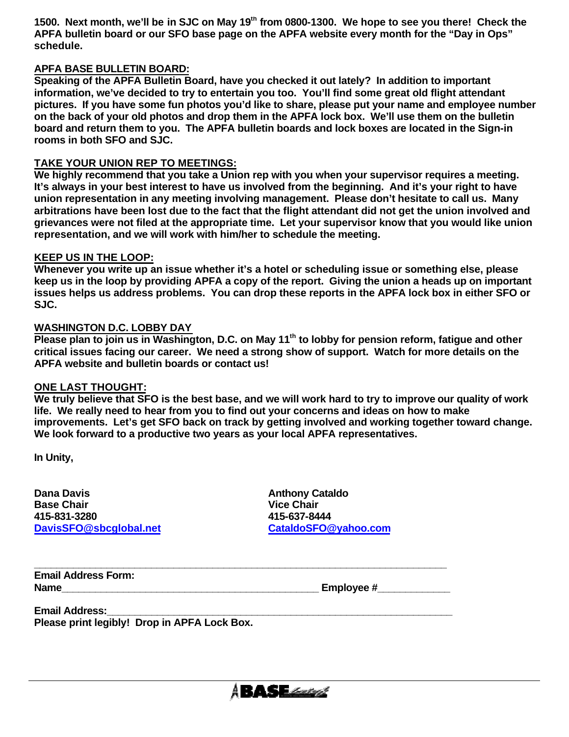**1500. Next month, we'll be in SJC on May 19th from 0800-1300. We hope to see you there! Check the APFA bulletin board or our SFO base page on the APFA website every month for the "Day in Ops" schedule.**

## APFA BASE BULLETIN BOARD:

**Speaking of the APFA Bulletin Board, have you checked it out lately? In addition to important information, we've decided to try to entertain you too. You'll find some great old flight attendant pictures. If you have some fun photos you'd like to share, please put your name and employee number on the back of your old photos and drop them in the APFA lock box. We'll use them on the bulletin board and return them to you. The APFA bulletin boards and lock boxes are located in the Sign-in rooms in both SFO and SJC.**

## TAKE YOUR UNION REP TO MEETINGS:

**We highly recommend that you take a Union rep with you when your supervisor requires a meeting. It's always in your best interest to have us involved from the beginning. And it's your right to have union representation in any meeting involving management. Please don't hesitate to call us. Many arbitrations have been lost due to the fact that the flight attendant did not get the union involved and grievances were not filed at the appropriate time. Let your supervisor know that you would like union representation, and we will work with him/her to schedule the meeting.**

## KEEP US IN THE LOOP:

**Whenever you write up an issue whether it's a hotel or scheduling issue or something else, please keep us in the loop by providing APFA a copy of the report. Giving the union a heads up on important issues helps us address problems. You can drop these reports in the APFA lock box in either SFO or SJC.**

## WASHINGTON D.C. LOBBY DAY

**Please plan to join us in Washington, D.C. on May 11th to lobby for pension reform, fatigue and other critical issues facing our career. We need a strong show of support. Watch for more details on the APFA website and bulletin boards or contact us!**

## ONE LAST THOUGHT:

**We truly believe that SFO is the best base, and we will work hard to try to improve our quality of work life. We really need to hear from you to find out your concerns and ideas on how to make improvements. Let's get SFO back on track by getting involved and working together toward change. We look forward to a productive two years as your local APFA representatives.**

**In Unity,**

**Dana Davis**
**Base Chair**
**415-831-3280**
**DavisSFO@sbcglobal.net**

**Anthony Cataldo**
**Vice Chair**
**415-637-8444**
**CataldoSFO@yahoo.com**

---

**Email Address Form:**
**Name_____________________________________________ Employee #____________**

**Email Address:_________________________________________________________________**
**Please print legibly! Drop in APFA Lock Box.**